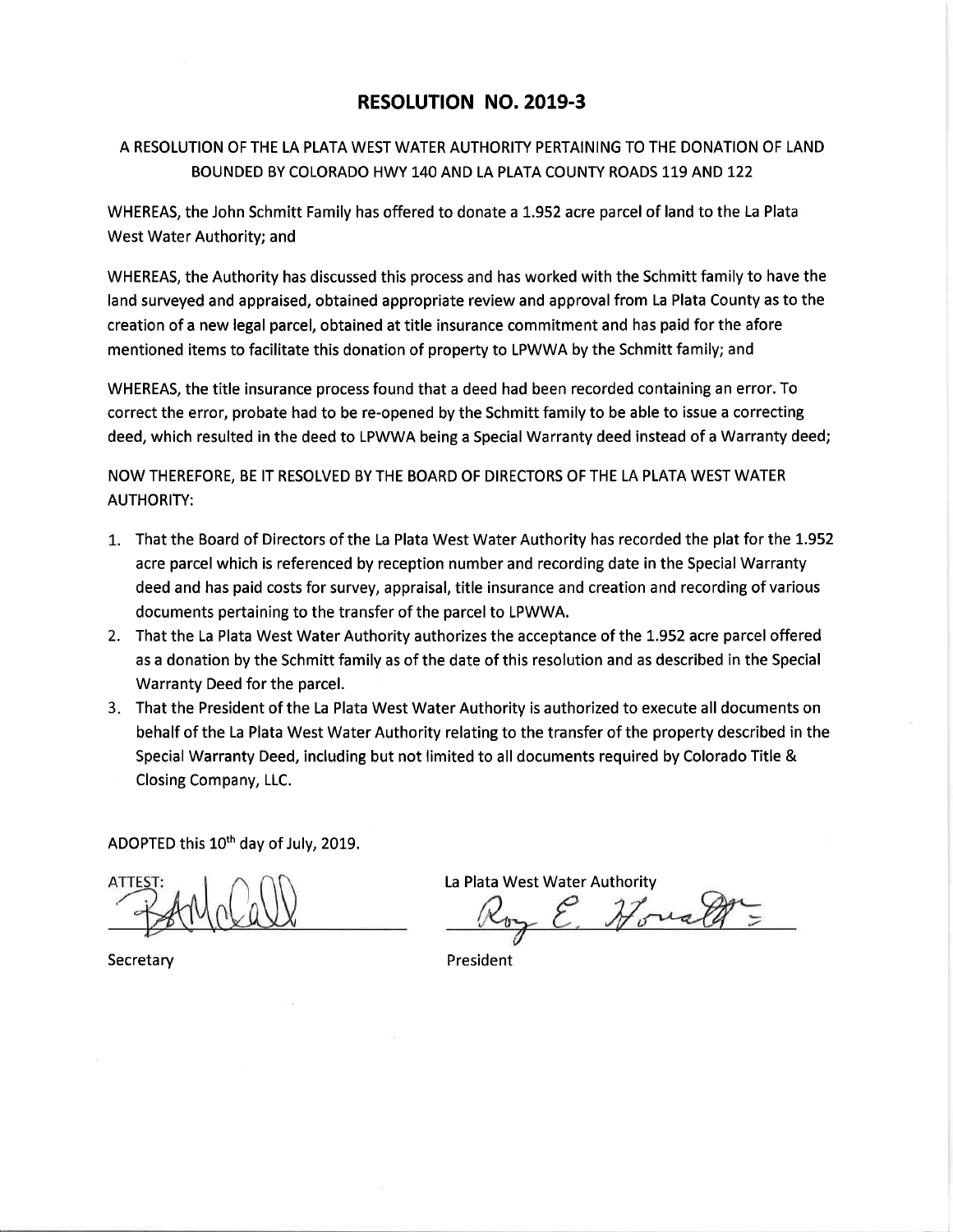# RESOLUTION NO. 2019-3

A RESOLUTION OF THE LA PLATA WEST WATER AUTHORITY PERTAINING TO THE DONATION OF LAND BOUNDED BY COLORADO HWY 140 AND LA PLATA COUNTY ROADS 119 AND 122

WHEREAS, the John Schmitt Family has offered to donate a 1.952 acre parcel of land to the La Plata West Water Authority; and

WHEREAS, the Authority has discussed this process and has worked with the Schmitt family to have the land surveyed and appraised, obtained appropriate review and approval from La Plata County as to the creation of a new legal parcel, obtained at title insurance commitment and has paid for the afore mentioned items to facilitate this donation of property to LPWWA by the Schmitt family; and

WHEREAS, the title insurance process found that a deed had been recorded containing an error. To correct the error, probate had to be re-opened by the Schmitt family to be able to issue a correcting deed, which resulted in the deed to LPWWA being a Special Warranty deed instead of a Warranty deed;

NOW THEREFORE, BE IT RESOLVED BY THE BOARD OF DIRECTORS OF THE LA PLATA WEST WATER AUTHORITY:

1. That the Board of Directors of the La Plata West Water Authority has recorded the plat for the 1.952 acre parcel which is referenced by reception number and recording date in the Special Warranty deed and has paid costs for survey, appraisal, title insurance and creation and recording of various documents pertaining to the transfer of the parcel to LPWWA.
2. That the La Plata West Water Authority authorizes the acceptance of the 1.952 acre parcel offered as a donation by the Schmitt family as of the date of this resolution and as described in the Special Warranty Deed for the parcel.
3. That the President of the La Plata West Water Authority is authorized to execute all documents on behalf of the La Plata West Water Authority relating to the transfer of the property described in the Special Warranty Deed, including but not limited to all documents required by Colorado Title & Closing Company, LLC.

ADOPTED this 10th day of July, 2019.

ATTEST:

Secretary

La Plata West Water Authority

President